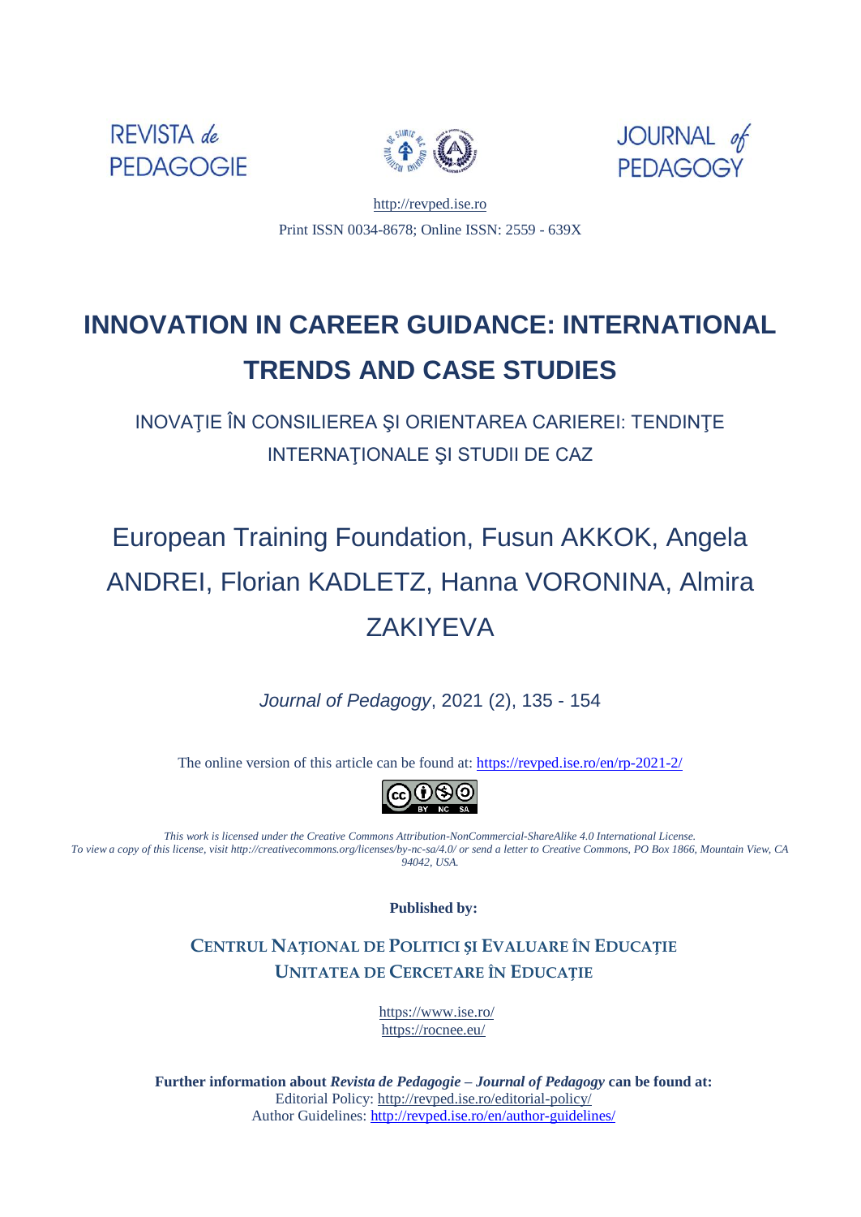REVISTA *de* PEDAGOGIE

JOURNAL *of* PEDAGOGY

http://revped.ise.ro

Print ISSN 0034-8678; Online ISSN: 2559 - 639X

# INNOVATION IN CAREER GUIDANCE: INTERNATIONAL TRENDS AND CASE STUDIES

## INOVAŢIE ÎN CONSILIEREA ŞI ORIENTAREA CARIEREI: TENDINŢE INTERNAŢIONALE ŞI STUDII DE CAZ

European Training Foundation, Fusun AKKOK, Angela ANDREI, Florian KADLETZ, Hanna VORONINA, Almira ZAKIYEVA

*Journal of Pedagogy*, 2021 (2), 135 - 154

The online version of this article can be found at: https://revped.ise.ro/en/rp-2021-2/

*This work is licensed under the Creative Commons Attribution-NonCommercial-ShareAlike 4.0 International License. To view a copy of this license, visit http://creativecommons.org/licenses/by-nc-sa/4.0/ or send a letter to Creative Commons, PO Box 1866, Mountain View, CA 94042, USA.*

**Published by:**

**CENTRUL NAȚIONAL DE POLITICI ȘI EVALUARE ÎN EDUCAȚIE**
**UNITATEA DE CERCETARE ÎN EDUCAȚIE**

https://www.ise.ro/
https://rocnee.eu/

**Further information about *Revista de Pedagogie – Journal of Pedagogy* can be found at:**
Editorial Policy: http://revped.ise.ro/editorial-policy/
Author Guidelines: http://revped.ise.ro/en/author-guidelines/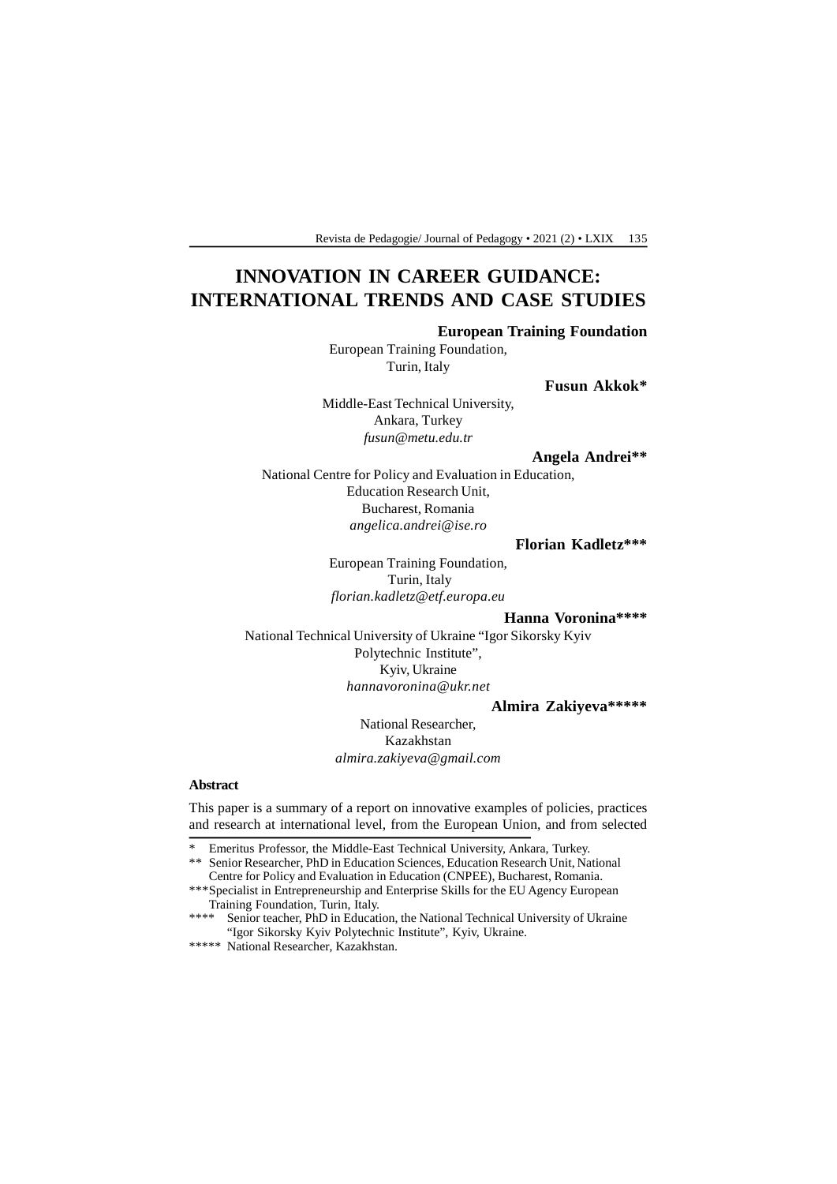# INNOVATION IN CAREER GUIDANCE: INTERNATIONAL TRENDS AND CASE STUDIES

**European Training Foundation**

European Training Foundation,
Turin, Italy

**Fusun Akkok***

Middle-East Technical University,
Ankara, Turkey
*fusun@metu.edu.tr*

**Angela Andrei****

National Centre for Policy and Evaluation in Education,
Education Research Unit,
Bucharest, Romania
*angelica.andrei@ise.ro*

**Florian Kadletz*****

European Training Foundation,
Turin, Italy
*florian.kadletz@etf.europa.eu*

**Hanna Voronina******

National Technical University of Ukraine "Igor Sikorsky Kyiv Polytechnic Institute",
Kyiv, Ukraine
*hannavoronina@ukr.net*

**Almira Zakiyeva*******

National Researcher,
Kazakhstan
*almira.zakiyeva@gmail.com*

**Abstract**

This paper is a summary of a report on innovative examples of policies, practices and research at international level, from the European Union, and from selected

---

\* Emeritus Professor, the Middle-East Technical University, Ankara, Turkey.

\*\* Senior Researcher, PhD in Education Sciences, Education Research Unit, National Centre for Policy and Evaluation in Education (CNPEE), Bucharest, Romania.

\*\*\* Specialist in Entrepreneurship and Enterprise Skills for the EU Agency European Training Foundation, Turin, Italy.

\*\*\*\* Senior teacher, PhD in Education, the National Technical University of Ukraine "Igor Sikorsky Kyiv Polytechnic Institute", Kyiv, Ukraine.

\*\*\*\*\* National Researcher, Kazakhstan.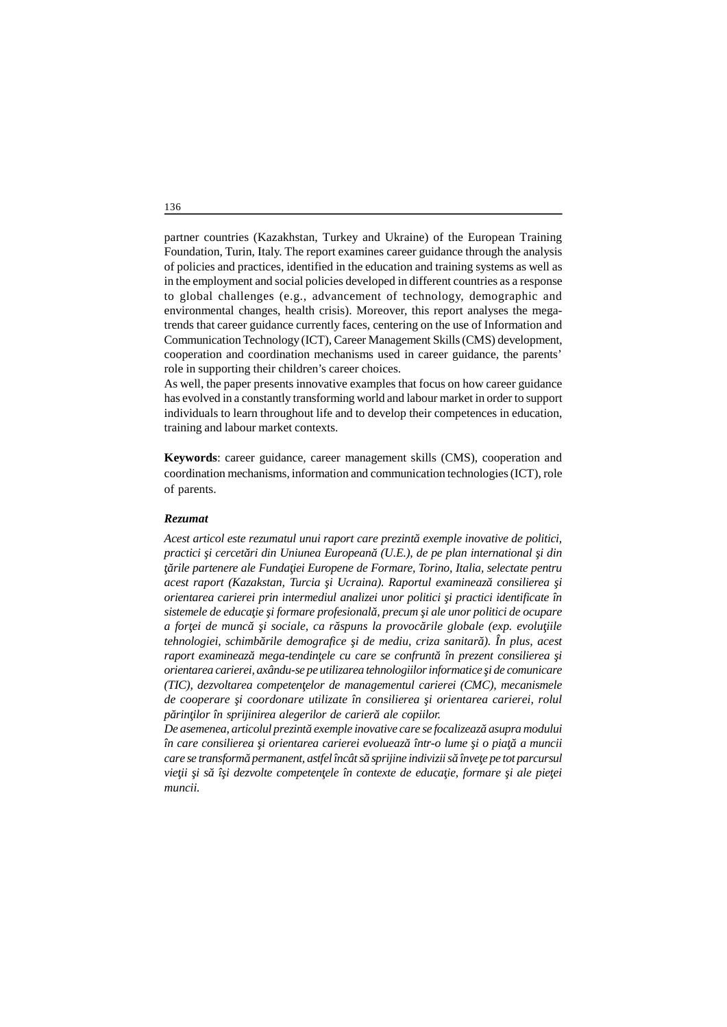partner countries (Kazakhstan, Turkey and Ukraine) of the European Training Foundation, Turin, Italy. The report examines career guidance through the analysis of policies and practices, identified in the education and training systems as well as in the employment and social policies developed in different countries as a response to global challenges (e.g., advancement of technology, demographic and environmental changes, health crisis). Moreover, this report analyses the megatrends that career guidance currently faces, centering on the use of Information and Communication Technology (ICT), Career Management Skills (CMS) development, cooperation and coordination mechanisms used in career guidance, the parents' role in supporting their children's career choices.

As well, the paper presents innovative examples that focus on how career guidance has evolved in a constantly transforming world and labour market in order to support individuals to learn throughout life and to develop their competences in education, training and labour market contexts.

**Keywords**: career guidance, career management skills (CMS), cooperation and coordination mechanisms, information and communication technologies (ICT), role of parents.

***Rezumat***

*Acest articol este rezumatul unui raport care prezintă exemple inovative de politici, practici şi cercetări din Uniunea Europeană (U.E.), de pe plan international şi din ţările partenere ale Fundaţiei Europene de Formare, Torino, Italia, selectate pentru acest raport (Kazakstan, Turcia şi Ucraina). Raportul examinează consilierea şi orientarea carierei prin intermediul analizei unor politici şi practici identificate în sistemele de educaţie şi formare profesională, precum şi ale unor politici de ocupare a forţei de muncă şi sociale, ca răspuns la provocările globale (exp. evoluţiile tehnologiei, schimbările demografice şi de mediu, criza sanitară). În plus, acest raport examinează mega-tendinţele cu care se confruntă în prezent consilierea şi orientarea carierei, axându-se pe utilizarea tehnologiilor informatice şi de comunicare (TIC), dezvoltarea competenţelor de managementul carierei (CMC), mecanismele de cooperare şi coordonare utilizate în consilierea şi orientarea carierei, rolul părinţilor în sprijinirea alegerilor de carieră ale copiilor.*

*De asemenea, articolul prezintă exemple inovative care se focalizează asupra modului în care consilierea şi orientarea carierei evoluează într-o lume şi o piaţă a muncii care se transformă permanent, astfel încât să sprijine indivizii să înveţe pe tot parcursul vieţii şi să îşi dezvolte competenţele în contexte de educaţie, formare şi ale pieţei muncii.*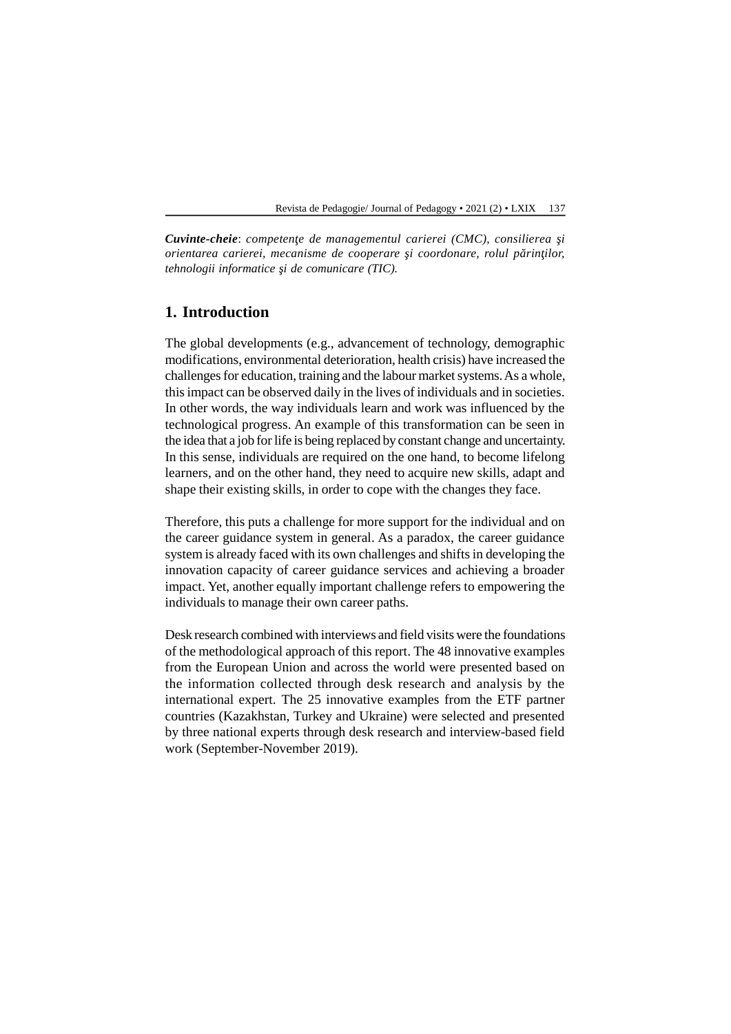***Cuvinte-cheie***: *competenţe de managementul carierei (CMC), consilierea şi orientarea carierei, mecanisme de cooperare şi coordonare, rolul părinţilor, tehnologii informatice şi de comunicare (TIC).*

## 1. Introduction

The global developments (e.g., advancement of technology, demographic modifications, environmental deterioration, health crisis) have increased the challenges for education, training and the labour market systems. As a whole, this impact can be observed daily in the lives of individuals and in societies. In other words, the way individuals learn and work was influenced by the technological progress. An example of this transformation can be seen in the idea that a job for life is being replaced by constant change and uncertainty. In this sense, individuals are required on the one hand, to become lifelong learners, and on the other hand, they need to acquire new skills, adapt and shape their existing skills, in order to cope with the changes they face.

Therefore, this puts a challenge for more support for the individual and on the career guidance system in general. As a paradox, the career guidance system is already faced with its own challenges and shifts in developing the innovation capacity of career guidance services and achieving a broader impact. Yet, another equally important challenge refers to empowering the individuals to manage their own career paths.

Desk research combined with interviews and field visits were the foundations of the methodological approach of this report. The 48 innovative examples from the European Union and across the world were presented based on the information collected through desk research and analysis by the international expert. The 25 innovative examples from the ETF partner countries (Kazakhstan, Turkey and Ukraine) were selected and presented by three national experts through desk research and interview-based field work (September-November 2019).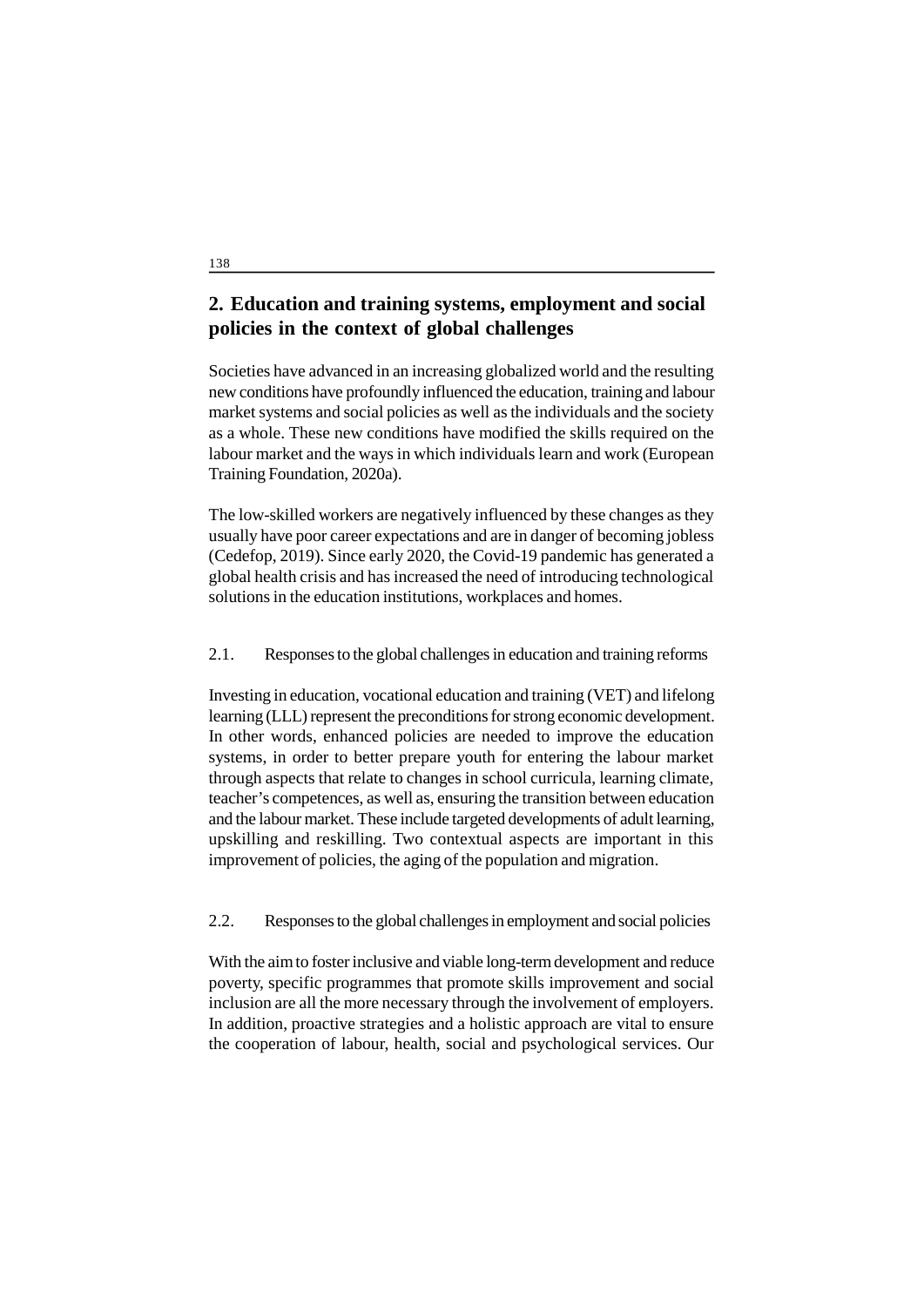## 2. Education and training systems, employment and social policies in the context of global challenges

Societies have advanced in an increasing globalized world and the resulting new conditions have profoundly influenced the education, training and labour market systems and social policies as well as the individuals and the society as a whole. These new conditions have modified the skills required on the labour market and the ways in which individuals learn and work (European Training Foundation, 2020a).

The low-skilled workers are negatively influenced by these changes as they usually have poor career expectations and are in danger of becoming jobless (Cedefop, 2019). Since early 2020, the Covid-19 pandemic has generated a global health crisis and has increased the need of introducing technological solutions in the education institutions, workplaces and homes.

### 2.1. Responses to the global challenges in education and training reforms

Investing in education, vocational education and training (VET) and lifelong learning (LLL) represent the preconditions for strong economic development. In other words, enhanced policies are needed to improve the education systems, in order to better prepare youth for entering the labour market through aspects that relate to changes in school curricula, learning climate, teacher's competences, as well as, ensuring the transition between education and the labour market. These include targeted developments of adult learning, upskilling and reskilling. Two contextual aspects are important in this improvement of policies, the aging of the population and migration.

### 2.2. Responses to the global challenges in employment and social policies

With the aim to foster inclusive and viable long-term development and reduce poverty, specific programmes that promote skills improvement and social inclusion are all the more necessary through the involvement of employers. In addition, proactive strategies and a holistic approach are vital to ensure the cooperation of labour, health, social and psychological services. Our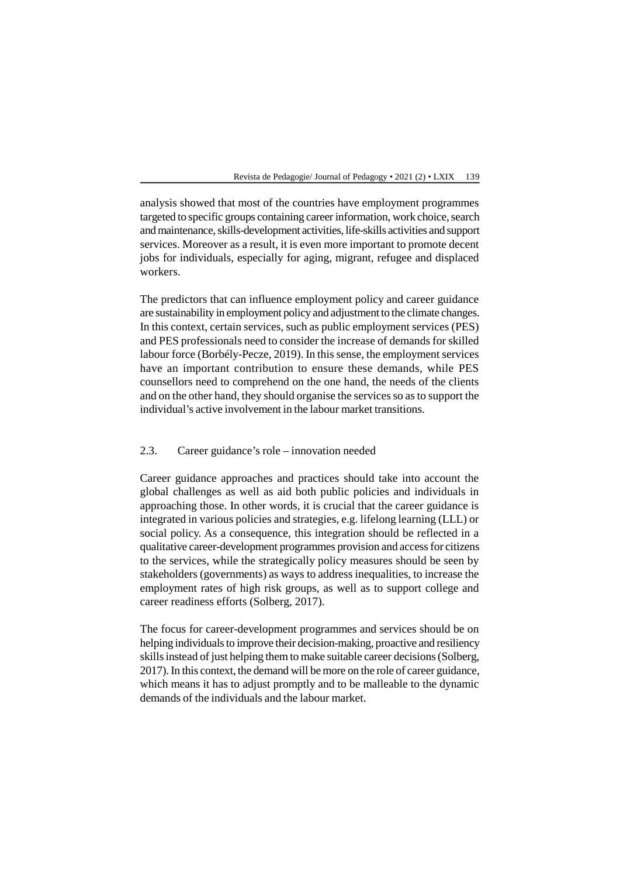analysis showed that most of the countries have employment programmes targeted to specific groups containing career information, work choice, search and maintenance, skills-development activities, life-skills activities and support services. Moreover as a result, it is even more important to promote decent jobs for individuals, especially for aging, migrant, refugee and displaced workers.

The predictors that can influence employment policy and career guidance are sustainability in employment policy and adjustment to the climate changes. In this context, certain services, such as public employment services (PES) and PES professionals need to consider the increase of demands for skilled labour force (Borbély-Pecze, 2019). In this sense, the employment services have an important contribution to ensure these demands, while PES counsellors need to comprehend on the one hand, the needs of the clients and on the other hand, they should organise the services so as to support the individual's active involvement in the labour market transitions.

### 2.3. Career guidance's role – innovation needed

Career guidance approaches and practices should take into account the global challenges as well as aid both public policies and individuals in approaching those. In other words, it is crucial that the career guidance is integrated in various policies and strategies, e.g. lifelong learning (LLL) or social policy. As a consequence, this integration should be reflected in a qualitative career-development programmes provision and access for citizens to the services, while the strategically policy measures should be seen by stakeholders (governments) as ways to address inequalities, to increase the employment rates of high risk groups, as well as to support college and career readiness efforts (Solberg, 2017).

The focus for career-development programmes and services should be on helping individuals to improve their decision-making, proactive and resiliency skills instead of just helping them to make suitable career decisions (Solberg, 2017). In this context, the demand will be more on the role of career guidance, which means it has to adjust promptly and to be malleable to the dynamic demands of the individuals and the labour market.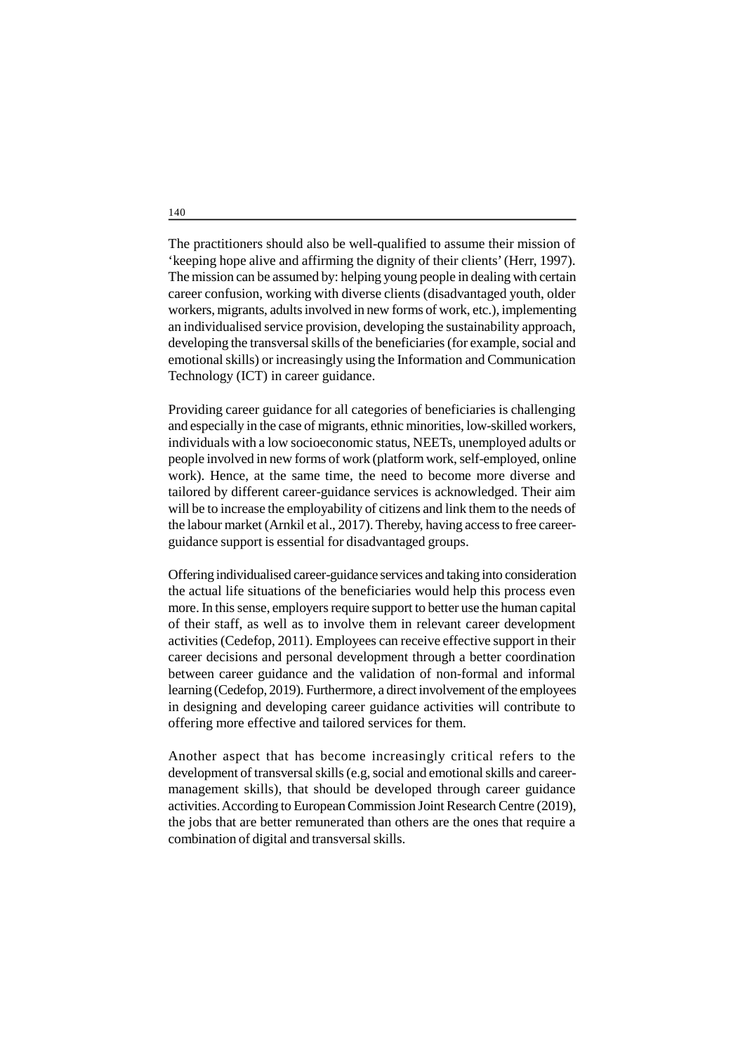The practitioners should also be well-qualified to assume their mission of 'keeping hope alive and affirming the dignity of their clients' (Herr, 1997). The mission can be assumed by: helping young people in dealing with certain career confusion, working with diverse clients (disadvantaged youth, older workers, migrants, adults involved in new forms of work, etc.), implementing an individualised service provision, developing the sustainability approach, developing the transversal skills of the beneficiaries (for example, social and emotional skills) or increasingly using the Information and Communication Technology (ICT) in career guidance.

Providing career guidance for all categories of beneficiaries is challenging and especially in the case of migrants, ethnic minorities, low-skilled workers, individuals with a low socioeconomic status, NEETs, unemployed adults or people involved in new forms of work (platform work, self-employed, online work). Hence, at the same time, the need to become more diverse and tailored by different career-guidance services is acknowledged. Their aim will be to increase the employability of citizens and link them to the needs of the labour market (Arnkil et al., 2017). Thereby, having access to free career-guidance support is essential for disadvantaged groups.

Offering individualised career-guidance services and taking into consideration the actual life situations of the beneficiaries would help this process even more. In this sense, employers require support to better use the human capital of their staff, as well as to involve them in relevant career development activities (Cedefop, 2011). Employees can receive effective support in their career decisions and personal development through a better coordination between career guidance and the validation of non-formal and informal learning (Cedefop, 2019). Furthermore, a direct involvement of the employees in designing and developing career guidance activities will contribute to offering more effective and tailored services for them.

Another aspect that has become increasingly critical refers to the development of transversal skills (e.g, social and emotional skills and career-management skills), that should be developed through career guidance activities. According to European Commission Joint Research Centre (2019), the jobs that are better remunerated than others are the ones that require a combination of digital and transversal skills.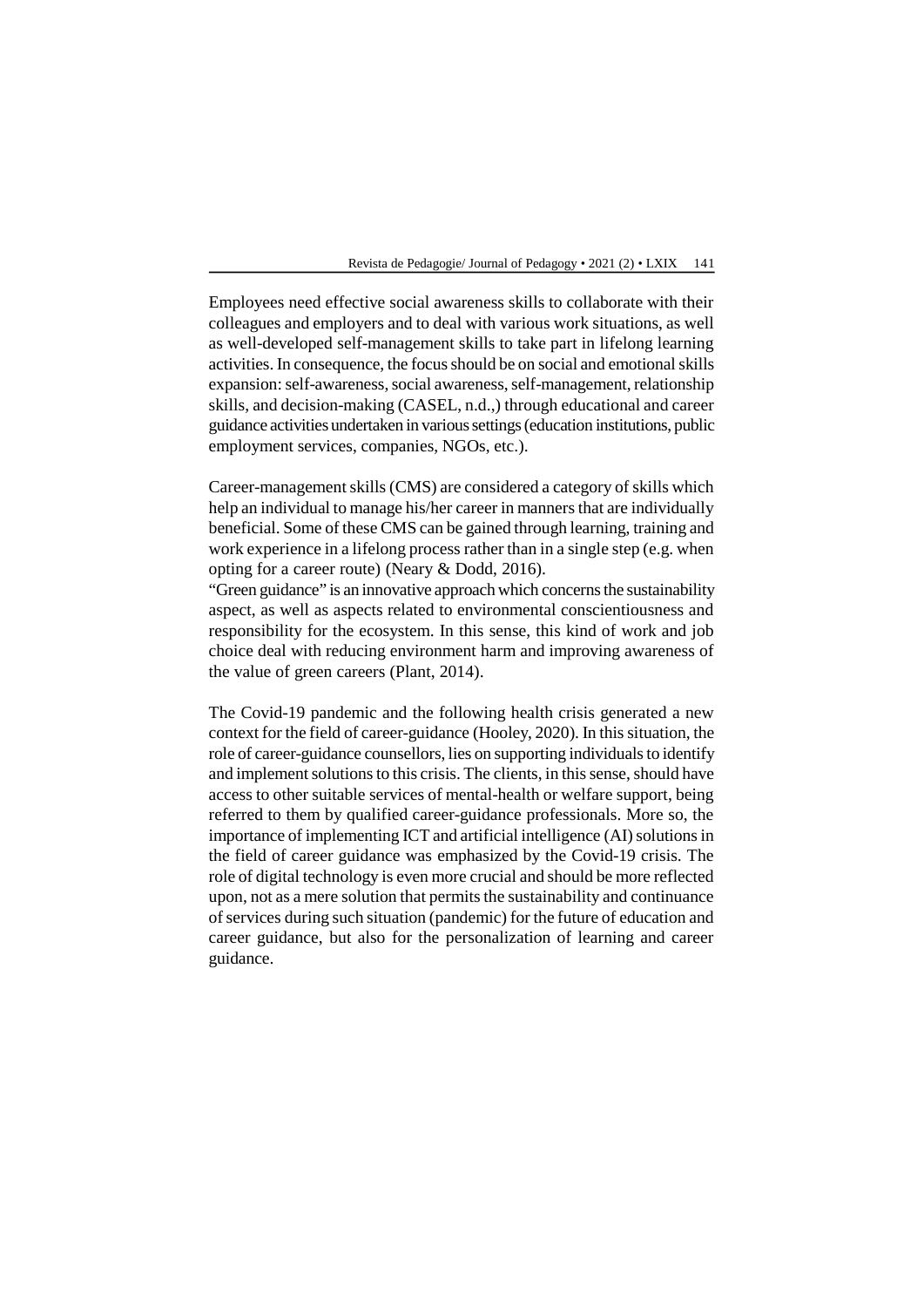Employees need effective social awareness skills to collaborate with their colleagues and employers and to deal with various work situations, as well as well-developed self-management skills to take part in lifelong learning activities. In consequence, the focus should be on social and emotional skills expansion: self-awareness, social awareness, self-management, relationship skills, and decision-making (CASEL, n.d.,) through educational and career guidance activities undertaken in various settings (education institutions, public employment services, companies, NGOs, etc.).

Career-management skills (CMS) are considered a category of skills which help an individual to manage his/her career in manners that are individually beneficial. Some of these CMS can be gained through learning, training and work experience in a lifelong process rather than in a single step (e.g. when opting for a career route) (Neary & Dodd, 2016).

"Green guidance" is an innovative approach which concerns the sustainability aspect, as well as aspects related to environmental conscientiousness and responsibility for the ecosystem. In this sense, this kind of work and job choice deal with reducing environment harm and improving awareness of the value of green careers (Plant, 2014).

The Covid-19 pandemic and the following health crisis generated a new context for the field of career-guidance (Hooley, 2020). In this situation, the role of career-guidance counsellors, lies on supporting individuals to identify and implement solutions to this crisis. The clients, in this sense, should have access to other suitable services of mental-health or welfare support, being referred to them by qualified career-guidance professionals. More so, the importance of implementing ICT and artificial intelligence (AI) solutions in the field of career guidance was emphasized by the Covid-19 crisis. The role of digital technology is even more crucial and should be more reflected upon, not as a mere solution that permits the sustainability and continuance of services during such situation (pandemic) for the future of education and career guidance, but also for the personalization of learning and career guidance.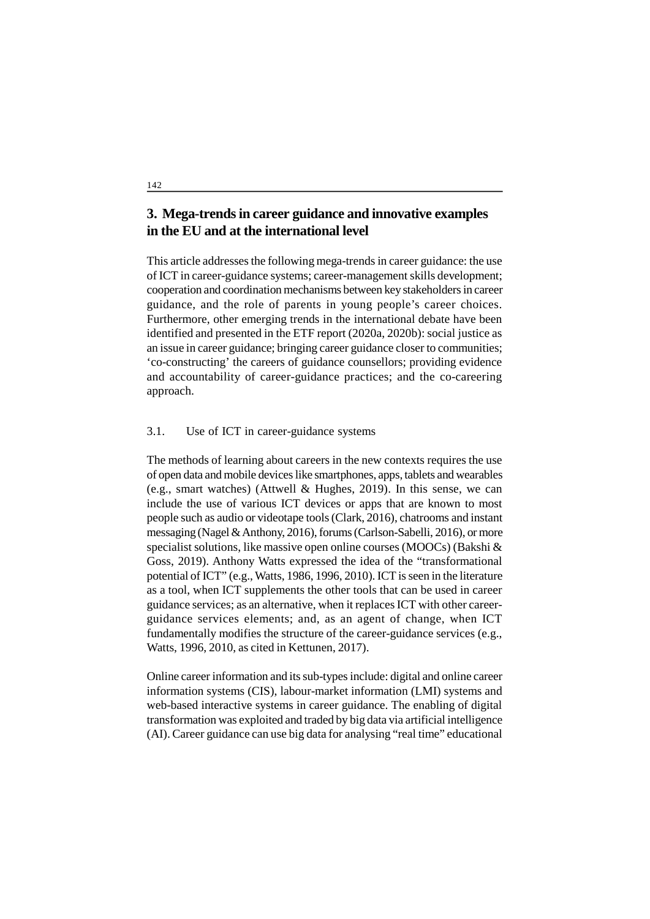## 3. Mega-trends in career guidance and innovative examples in the EU and at the international level

This article addresses the following mega-trends in career guidance: the use of ICT in career-guidance systems; career-management skills development; cooperation and coordination mechanisms between key stakeholders in career guidance, and the role of parents in young people's career choices. Furthermore, other emerging trends in the international debate have been identified and presented in the ETF report (2020a, 2020b): social justice as an issue in career guidance; bringing career guidance closer to communities; 'co-constructing' the careers of guidance counsellors; providing evidence and accountability of career-guidance practices; and the co-careering approach.

### 3.1. Use of ICT in career-guidance systems

The methods of learning about careers in the new contexts requires the use of open data and mobile devices like smartphones, apps, tablets and wearables (e.g., smart watches) (Attwell & Hughes, 2019). In this sense, we can include the use of various ICT devices or apps that are known to most people such as audio or videotape tools (Clark, 2016), chatrooms and instant messaging (Nagel & Anthony, 2016), forums (Carlson-Sabelli, 2016), or more specialist solutions, like massive open online courses (MOOCs) (Bakshi & Goss, 2019). Anthony Watts expressed the idea of the "transformational potential of ICT" (e.g., Watts, 1986, 1996, 2010). ICT is seen in the literature as a tool, when ICT supplements the other tools that can be used in career guidance services; as an alternative, when it replaces ICT with other career-guidance services elements; and, as an agent of change, when ICT fundamentally modifies the structure of the career-guidance services (e.g., Watts, 1996, 2010, as cited in Kettunen, 2017).

Online career information and its sub-types include: digital and online career information systems (CIS), labour-market information (LMI) systems and web-based interactive systems in career guidance. The enabling of digital transformation was exploited and traded by big data via artificial intelligence (AI). Career guidance can use big data for analysing "real time" educational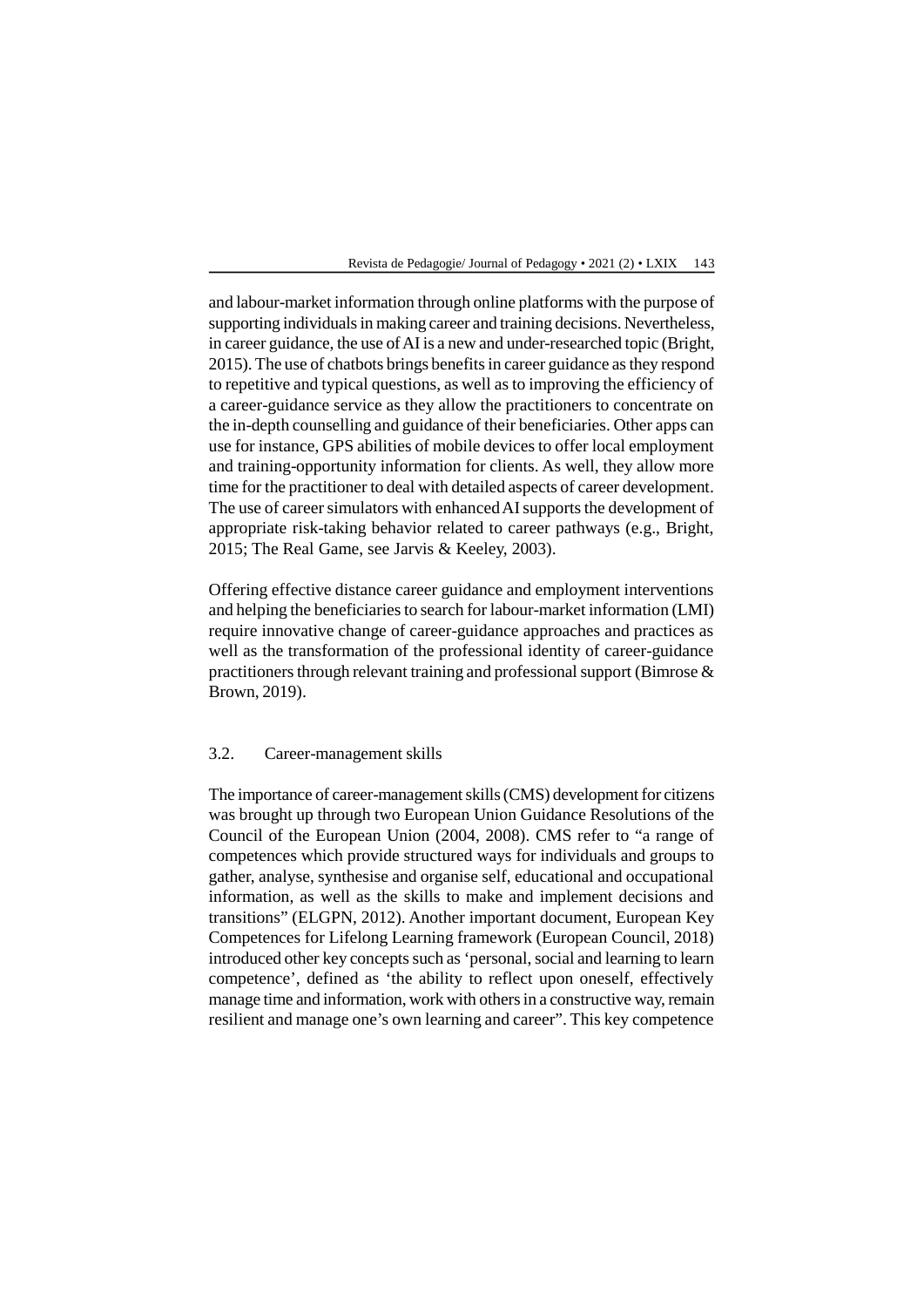and labour-market information through online platforms with the purpose of supporting individuals in making career and training decisions. Nevertheless, in career guidance, the use of AI is a new and under-researched topic (Bright, 2015). The use of chatbots brings benefits in career guidance as they respond to repetitive and typical questions, as well as to improving the efficiency of a career-guidance service as they allow the practitioners to concentrate on the in-depth counselling and guidance of their beneficiaries. Other apps can use for instance, GPS abilities of mobile devices to offer local employment and training-opportunity information for clients. As well, they allow more time for the practitioner to deal with detailed aspects of career development. The use of career simulators with enhanced AI supports the development of appropriate risk-taking behavior related to career pathways (e.g., Bright, 2015; The Real Game, see Jarvis & Keeley, 2003).

Offering effective distance career guidance and employment interventions and helping the beneficiaries to search for labour-market information (LMI) require innovative change of career-guidance approaches and practices as well as the transformation of the professional identity of career-guidance practitioners through relevant training and professional support (Bimrose & Brown, 2019).

### 3.2. Career-management skills

The importance of career-management skills (CMS) development for citizens was brought up through two European Union Guidance Resolutions of the Council of the European Union (2004, 2008). CMS refer to "a range of competences which provide structured ways for individuals and groups to gather, analyse, synthesise and organise self, educational and occupational information, as well as the skills to make and implement decisions and transitions" (ELGPN, 2012). Another important document, European Key Competences for Lifelong Learning framework (European Council, 2018) introduced other key concepts such as 'personal, social and learning to learn competence', defined as 'the ability to reflect upon oneself, effectively manage time and information, work with others in a constructive way, remain resilient and manage one's own learning and career". This key competence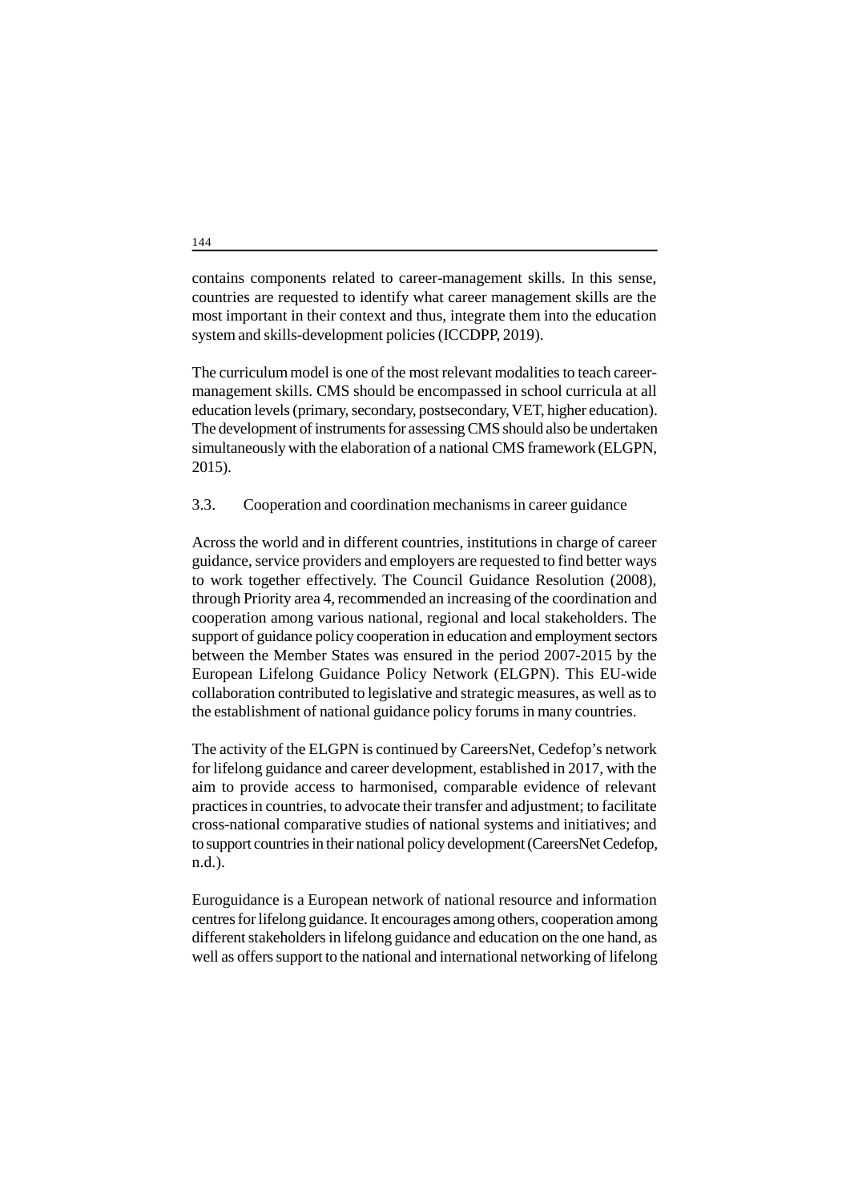contains components related to career-management skills. In this sense, countries are requested to identify what career management skills are the most important in their context and thus, integrate them into the education system and skills-development policies (ICCDPP, 2019).

The curriculum model is one of the most relevant modalities to teach career-management skills. CMS should be encompassed in school curricula at all education levels (primary, secondary, postsecondary, VET, higher education). The development of instruments for assessing CMS should also be undertaken simultaneously with the elaboration of a national CMS framework (ELGPN, 2015).

### 3.3. Cooperation and coordination mechanisms in career guidance

Across the world and in different countries, institutions in charge of career guidance, service providers and employers are requested to find better ways to work together effectively. The Council Guidance Resolution (2008), through Priority area 4, recommended an increasing of the coordination and cooperation among various national, regional and local stakeholders. The support of guidance policy cooperation in education and employment sectors between the Member States was ensured in the period 2007-2015 by the European Lifelong Guidance Policy Network (ELGPN). This EU-wide collaboration contributed to legislative and strategic measures, as well as to the establishment of national guidance policy forums in many countries.

The activity of the ELGPN is continued by CareersNet, Cedefop's network for lifelong guidance and career development, established in 2017, with the aim to provide access to harmonised, comparable evidence of relevant practices in countries, to advocate their transfer and adjustment; to facilitate cross-national comparative studies of national systems and initiatives; and to support countries in their national policy development (CareersNet Cedefop, n.d.).

Euroguidance is a European network of national resource and information centres for lifelong guidance. It encourages among others, cooperation among different stakeholders in lifelong guidance and education on the one hand, as well as offers support to the national and international networking of lifelong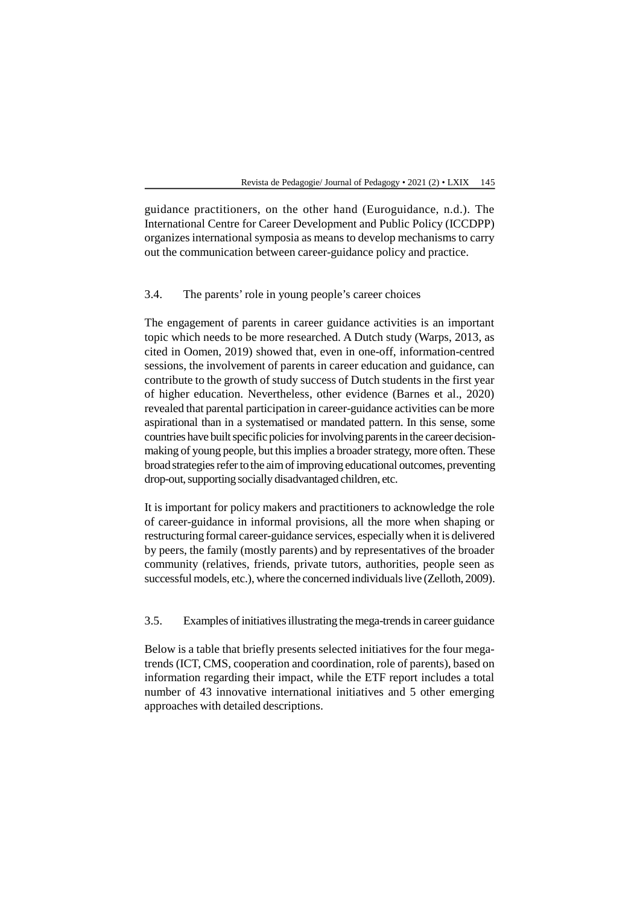guidance practitioners, on the other hand (Euroguidance, n.d.). The International Centre for Career Development and Public Policy (ICCDPP) organizes international symposia as means to develop mechanisms to carry out the communication between career-guidance policy and practice.

### 3.4. The parents' role in young people's career choices

The engagement of parents in career guidance activities is an important topic which needs to be more researched. A Dutch study (Warps, 2013, as cited in Oomen, 2019) showed that, even in one-off, information-centred sessions, the involvement of parents in career education and guidance, can contribute to the growth of study success of Dutch students in the first year of higher education. Nevertheless, other evidence (Barnes et al., 2020) revealed that parental participation in career-guidance activities can be more aspirational than in a systematised or mandated pattern. In this sense, some countries have built specific policies for involving parents in the career decision-making of young people, but this implies a broader strategy, more often. These broad strategies refer to the aim of improving educational outcomes, preventing drop-out, supporting socially disadvantaged children, etc.

It is important for policy makers and practitioners to acknowledge the role of career-guidance in informal provisions, all the more when shaping or restructuring formal career-guidance services, especially when it is delivered by peers, the family (mostly parents) and by representatives of the broader community (relatives, friends, private tutors, authorities, people seen as successful models, etc.), where the concerned individuals live (Zelloth, 2009).

### 3.5. Examples of initiatives illustrating the mega-trends in career guidance

Below is a table that briefly presents selected initiatives for the four mega-trends (ICT, CMS, cooperation and coordination, role of parents), based on information regarding their impact, while the ETF report includes a total number of 43 innovative international initiatives and 5 other emerging approaches with detailed descriptions.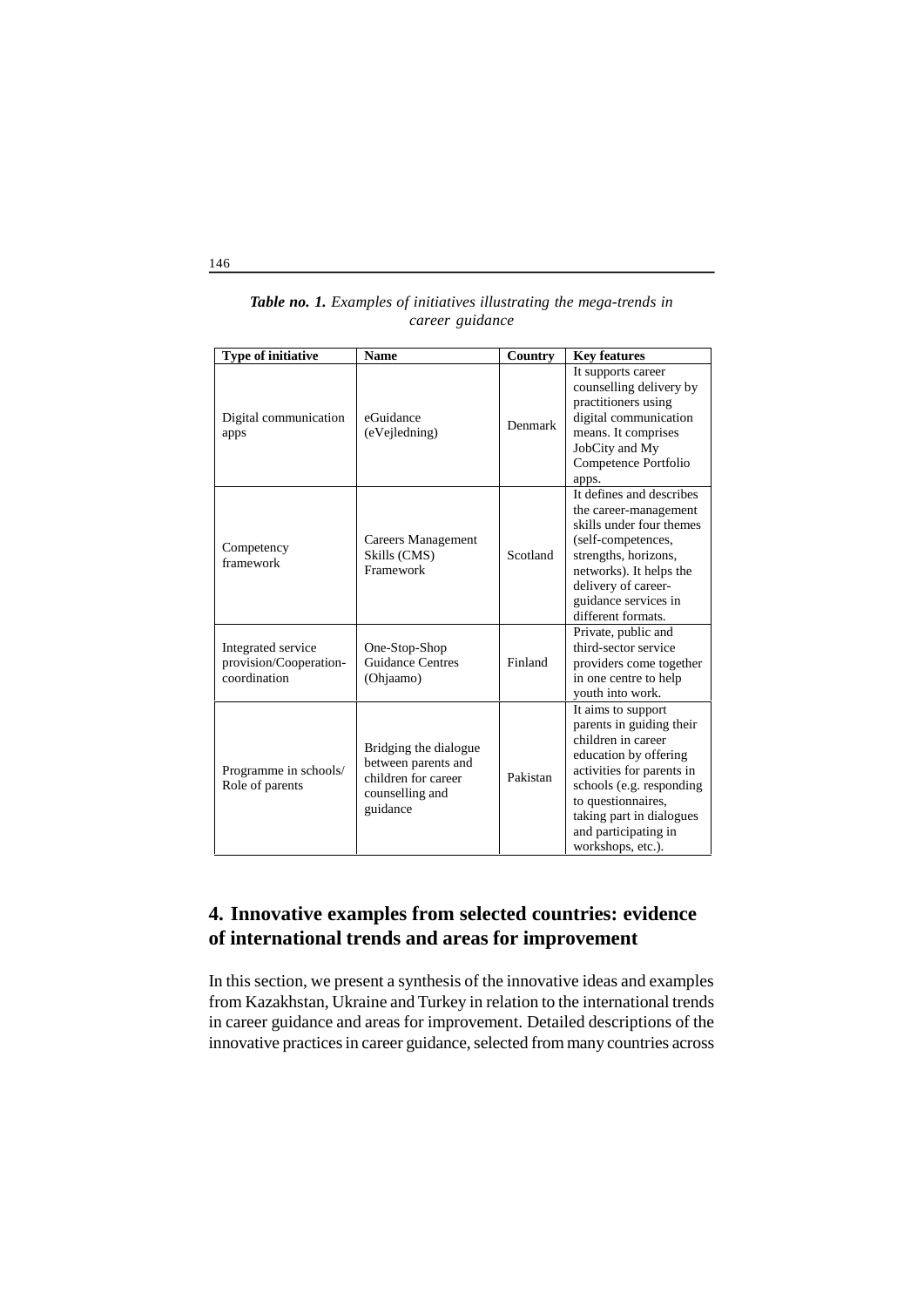***Table no. 1.*** *Examples of initiatives illustrating the mega-trends in career guidance*

| Type of initiative | Name | Country | Key features |
|---|---|---|---|
| Digital communication apps | eGuidance (eVejledning) | Denmark | It supports career counselling delivery by practitioners using digital communication means. It comprises JobCity and My Competence Portfolio apps. |
| Competency framework | Careers Management Skills (CMS) Framework | Scotland | It defines and describes the career-management skills under four themes (self-competences, strengths, horizons, networks). It helps the delivery of career-guidance services in different formats. |
| Integrated service provision/Cooperation-coordination | One-Stop-Shop Guidance Centres (Ohjaamo) | Finland | Private, public and third-sector service providers come together in one centre to help youth into work. |
| Programme in schools/ Role of parents | Bridging the dialogue between parents and children for career counselling and guidance | Pakistan | It aims to support parents in guiding their children in career education by offering activities for parents in schools (e.g. responding to questionnaires, taking part in dialogues and participating in workshops, etc.). |

## 4. Innovative examples from selected countries: evidence of international trends and areas for improvement

In this section, we present a synthesis of the innovative ideas and examples from Kazakhstan, Ukraine and Turkey in relation to the international trends in career guidance and areas for improvement. Detailed descriptions of the innovative practices in career guidance, selected from many countries across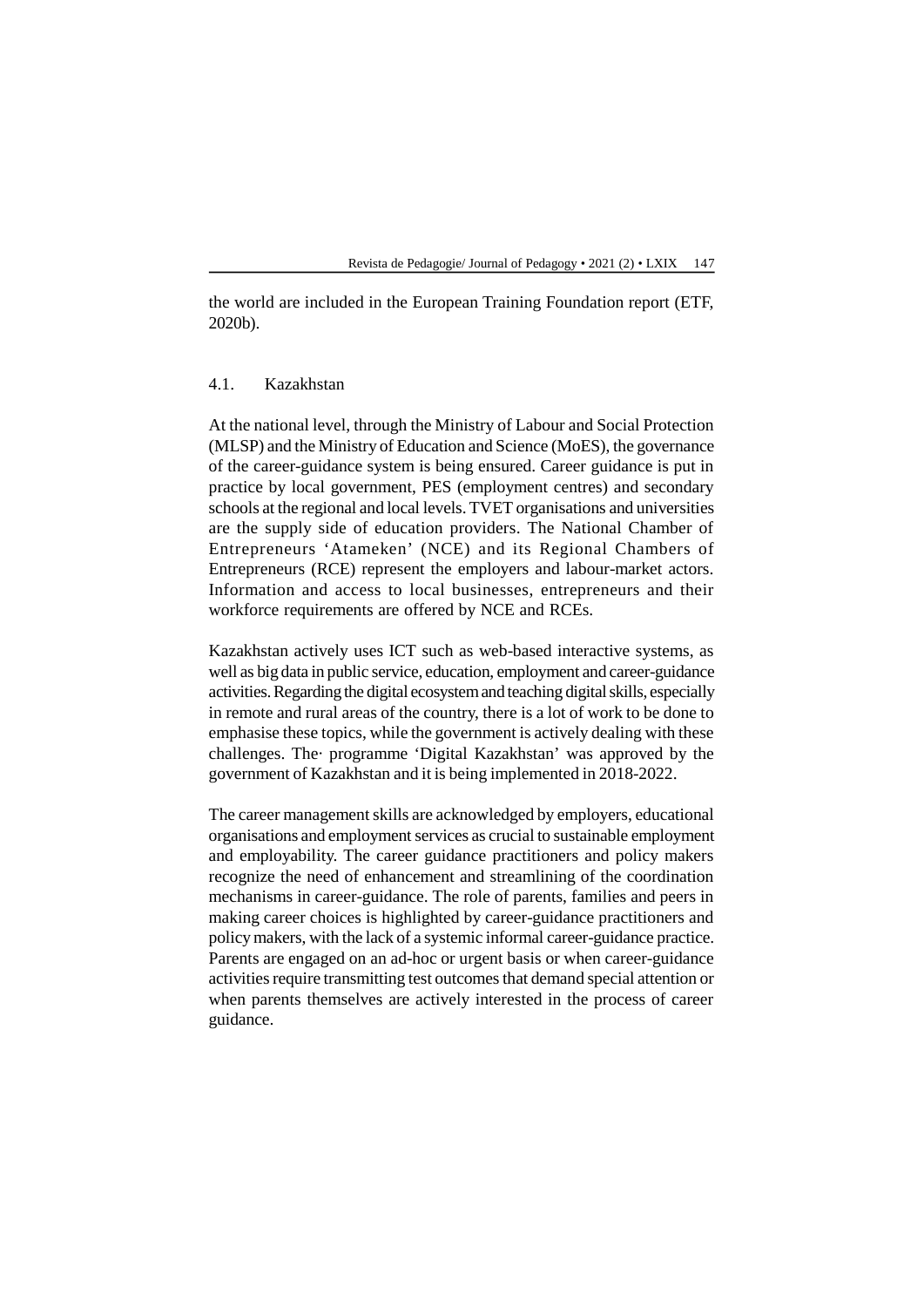the world are included in the European Training Foundation report (ETF, 2020b).

### 4.1. Kazakhstan

At the national level, through the Ministry of Labour and Social Protection (MLSP) and the Ministry of Education and Science (MoES), the governance of the career-guidance system is being ensured. Career guidance is put in practice by local government, PES (employment centres) and secondary schools at the regional and local levels. TVET organisations and universities are the supply side of education providers. The National Chamber of Entrepreneurs 'Atameken' (NCE) and its Regional Chambers of Entrepreneurs (RCE) represent the employers and labour-market actors. Information and access to local businesses, entrepreneurs and their workforce requirements are offered by NCE and RCEs.

Kazakhstan actively uses ICT such as web-based interactive systems, as well as big data in public service, education, employment and career-guidance activities. Regarding the digital ecosystem and teaching digital skills, especially in remote and rural areas of the country, there is a lot of work to be done to emphasise these topics, while the government is actively dealing with these challenges. The· programme 'Digital Kazakhstan' was approved by the government of Kazakhstan and it is being implemented in 2018-2022.

The career management skills are acknowledged by employers, educational organisations and employment services as crucial to sustainable employment and employability. The career guidance practitioners and policy makers recognize the need of enhancement and streamlining of the coordination mechanisms in career-guidance. The role of parents, families and peers in making career choices is highlighted by career-guidance practitioners and policy makers, with the lack of a systemic informal career-guidance practice. Parents are engaged on an ad-hoc or urgent basis or when career-guidance activities require transmitting test outcomes that demand special attention or when parents themselves are actively interested in the process of career guidance.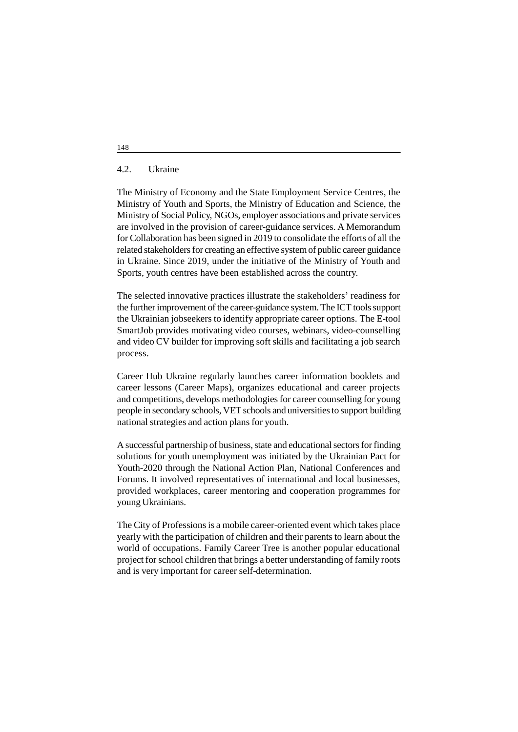## 4.2. Ukraine

The Ministry of Economy and the State Employment Service Centres, the Ministry of Youth and Sports, the Ministry of Education and Science, the Ministry of Social Policy, NGOs, employer associations and private services are involved in the provision of career-guidance services. A Memorandum for Collaboration has been signed in 2019 to consolidate the efforts of all the related stakeholders for creating an effective system of public career guidance in Ukraine. Since 2019, under the initiative of the Ministry of Youth and Sports, youth centres have been established across the country.

The selected innovative practices illustrate the stakeholders' readiness for the further improvement of the career-guidance system. The ICT tools support the Ukrainian jobseekers to identify appropriate career options. The E-tool SmartJob provides motivating video courses, webinars, video-counselling and video CV builder for improving soft skills and facilitating a job search process.

Career Hub Ukraine regularly launches career information booklets and career lessons (Career Maps), organizes educational and career projects and competitions, develops methodologies for career counselling for young people in secondary schools, VET schools and universities to support building national strategies and action plans for youth.

A successful partnership of business, state and educational sectors for finding solutions for youth unemployment was initiated by the Ukrainian Pact for Youth-2020 through the National Action Plan, National Conferences and Forums. It involved representatives of international and local businesses, provided workplaces, career mentoring and cooperation programmes for young Ukrainians.

The City of Professions is a mobile career-oriented event which takes place yearly with the participation of children and their parents to learn about the world of occupations. Family Career Tree is another popular educational project for school children that brings a better understanding of family roots and is very important for career self-determination.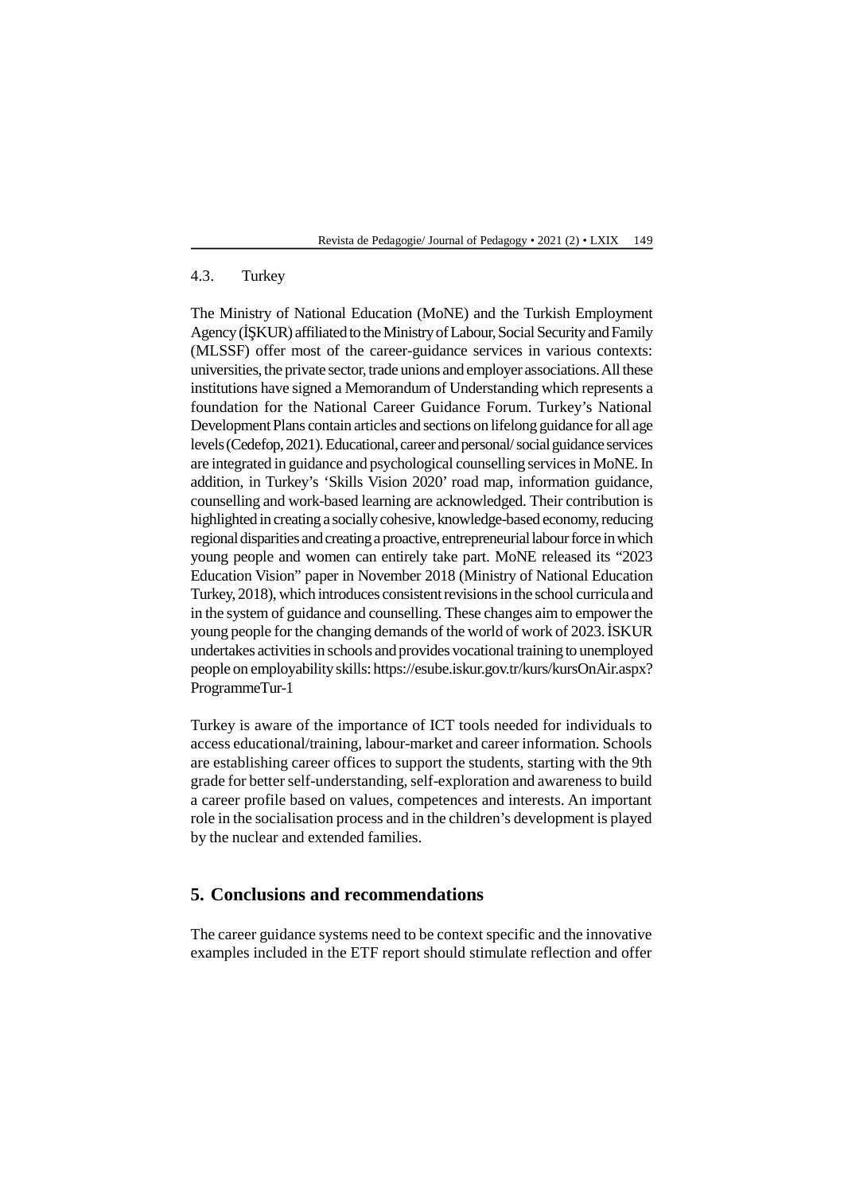### 4.3. Turkey

The Ministry of National Education (MoNE) and the Turkish Employment Agency (İŞKUR) affiliated to the Ministry of Labour, Social Security and Family (MLSSF) offer most of the career-guidance services in various contexts: universities, the private sector, trade unions and employer associations. All these institutions have signed a Memorandum of Understanding which represents a foundation for the National Career Guidance Forum. Turkey's National Development Plans contain articles and sections on lifelong guidance for all age levels (Cedefop, 2021). Educational, career and personal/ social guidance services are integrated in guidance and psychological counselling services in MoNE. In addition, in Turkey's 'Skills Vision 2020' road map, information guidance, counselling and work-based learning are acknowledged. Their contribution is highlighted in creating a socially cohesive, knowledge-based economy, reducing regional disparities and creating a proactive, entrepreneurial labour force in which young people and women can entirely take part. MoNE released its "2023 Education Vision" paper in November 2018 (Ministry of National Education Turkey, 2018), which introduces consistent revisions in the school curricula and in the system of guidance and counselling. These changes aim to empower the young people for the changing demands of the world of work of 2023. İSKUR undertakes activities in schools and provides vocational training to unemployed people on employability skills: https://esube.iskur.gov.tr/kurs/kursOnAir.aspx?ProgrammeTur-1

Turkey is aware of the importance of ICT tools needed for individuals to access educational/training, labour-market and career information. Schools are establishing career offices to support the students, starting with the 9th grade for better self-understanding, self-exploration and awareness to build a career profile based on values, competences and interests. An important role in the socialisation process and in the children's development is played by the nuclear and extended families.

## 5. Conclusions and recommendations

The career guidance systems need to be context specific and the innovative examples included in the ETF report should stimulate reflection and offer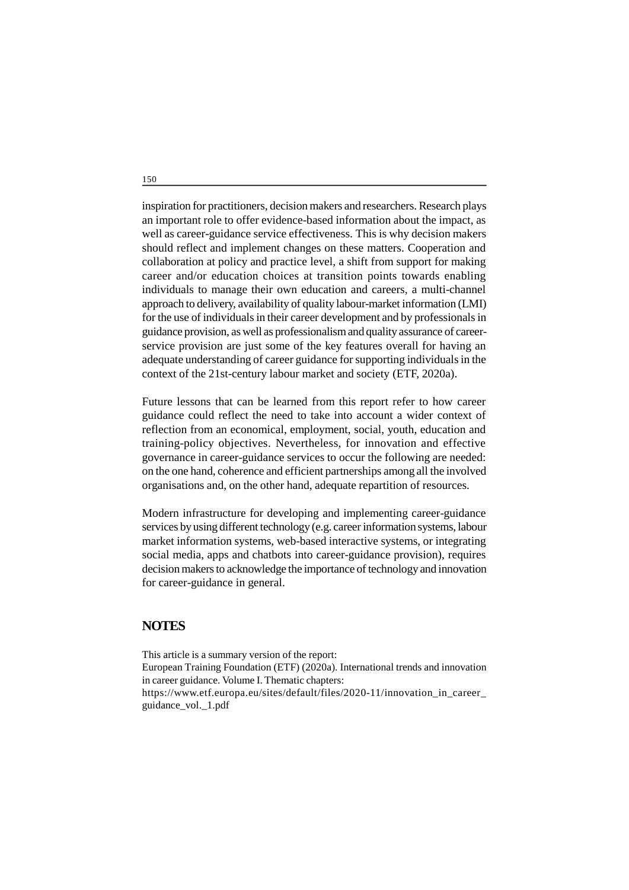inspiration for practitioners, decision makers and researchers. Research plays an important role to offer evidence-based information about the impact, as well as career-guidance service effectiveness. This is why decision makers should reflect and implement changes on these matters. Cooperation and collaboration at policy and practice level, a shift from support for making career and/or education choices at transition points towards enabling individuals to manage their own education and careers, a multi-channel approach to delivery, availability of quality labour-market information (LMI) for the use of individuals in their career development and by professionals in guidance provision, as well as professionalism and quality assurance of career-service provision are just some of the key features overall for having an adequate understanding of career guidance for supporting individuals in the context of the 21st-century labour market and society (ETF, 2020a).

Future lessons that can be learned from this report refer to how career guidance could reflect the need to take into account a wider context of reflection from an economical, employment, social, youth, education and training-policy objectives. Nevertheless, for innovation and effective governance in career-guidance services to occur the following are needed: on the one hand, coherence and efficient partnerships among all the involved organisations and, on the other hand, adequate repartition of resources.

Modern infrastructure for developing and implementing career-guidance services by using different technology (e.g. career information systems, labour market information systems, web-based interactive systems, or integrating social media, apps and chatbots into career-guidance provision), requires decision makers to acknowledge the importance of technology and innovation for career-guidance in general.

## NOTES

This article is a summary version of the report:
European Training Foundation (ETF) (2020a). International trends and innovation in career guidance. Volume I. Thematic chapters:
https://www.etf.europa.eu/sites/default/files/2020-11/innovation_in_career_guidance_vol._1.pdf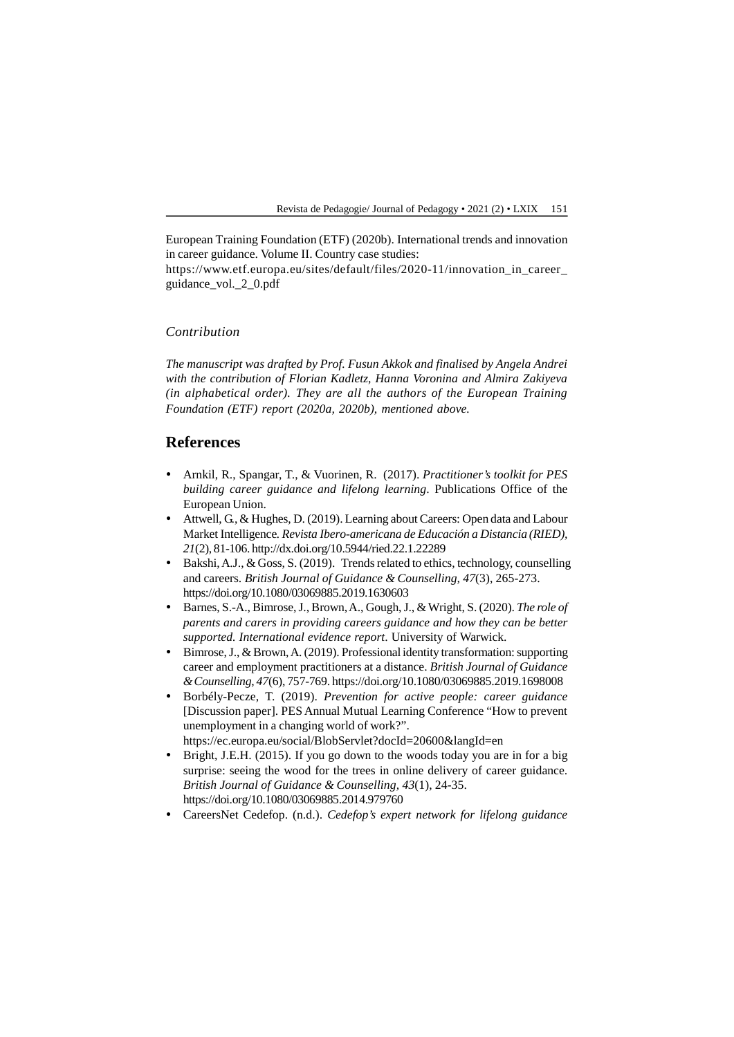European Training Foundation (ETF) (2020b). International trends and innovation in career guidance. Volume II. Country case studies:
https://www.etf.europa.eu/sites/default/files/2020-11/innovation_in_career_guidance_vol._2_0.pdf

### *Contribution*

***The manuscript was drafted by Prof. Fusun Akkok and finalised by Angela Andrei with the contribution of Florian Kadletz, Hanna Voronina and Almira Zakiyeva (in alphabetical order). They are all the authors of the European Training Foundation (ETF) report (2020a, 2020b), mentioned above.***

## References

- Arnkil, R., Spangar, T., & Vuorinen, R. (2017). *Practitioner's toolkit for PES building career guidance and lifelong learning*. Publications Office of the European Union.
- Attwell, G., & Hughes, D. (2019). Learning about Careers: Open data and Labour Market Intelligence. *Revista Ibero-americana de Educación a Distancia (RIED), 21*(2), 81-106. http://dx.doi.org/10.5944/ried.22.1.22289
- Bakshi, A.J., & Goss, S. (2019). Trends related to ethics, technology, counselling and careers. *British Journal of Guidance & Counselling, 47*(3), 265-273. https://doi.org/10.1080/03069885.2019.1630603
- Barnes, S.-A., Bimrose, J., Brown, A., Gough, J., & Wright, S. (2020). *The role of parents and carers in providing careers guidance and how they can be better supported. International evidence report*. University of Warwick.
- Bimrose, J., & Brown, A. (2019). Professional identity transformation: supporting career and employment practitioners at a distance. *British Journal of Guidance & Counselling, 47*(6), 757-769. https://doi.org/10.1080/03069885.2019.1698008
- Borbély-Pecze, T. (2019). *Prevention for active people: career guidance* [Discussion paper]. PES Annual Mutual Learning Conference "How to prevent unemployment in a changing world of work?". https://ec.europa.eu/social/BlobServlet?docId=20600&langId=en
- Bright, J.E.H. (2015). If you go down to the woods today you are in for a big surprise: seeing the wood for the trees in online delivery of career guidance. *British Journal of Guidance & Counselling, 43*(1), 24-35. https://doi.org/10.1080/03069885.2014.979760
- CareersNet Cedefop. (n.d.). *Cedefop's expert network for lifelong guidance*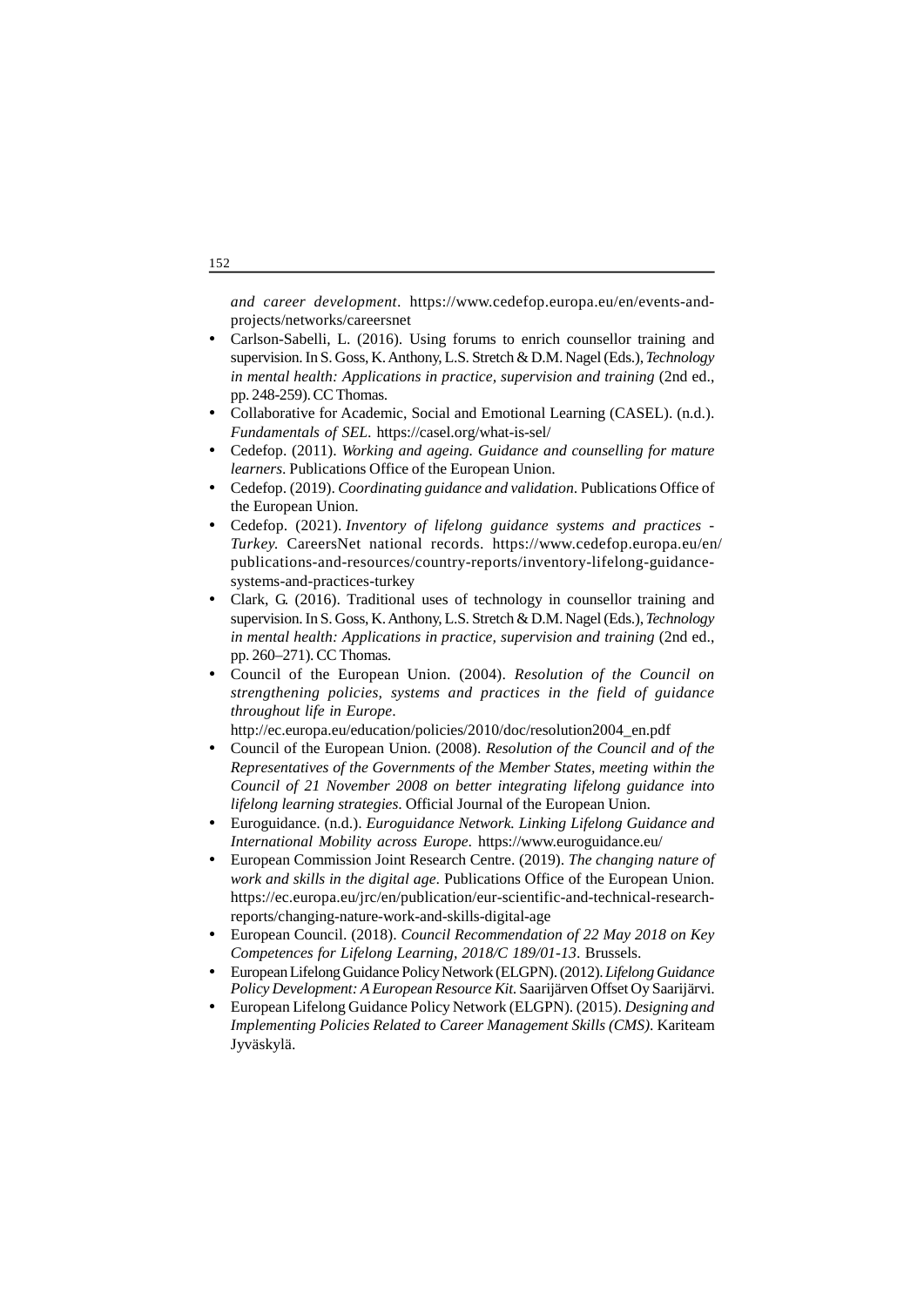*and career development*. https://www.cedefop.europa.eu/en/events-and-projects/networks/careersnet

- Carlson-Sabelli, L. (2016). Using forums to enrich counsellor training and supervision. In S. Goss, K. Anthony, L.S. Stretch & D.M. Nagel (Eds.), *Technology in mental health: Applications in practice, supervision and training* (2nd ed., pp. 248-259). CC Thomas.
- Collaborative for Academic, Social and Emotional Learning (CASEL). (n.d.). *Fundamentals of SEL*. https://casel.org/what-is-sel/
- Cedefop. (2011). *Working and ageing. Guidance and counselling for mature learners*. Publications Office of the European Union.
- Cedefop. (2019). *Coordinating guidance and validation*. Publications Office of the European Union.
- Cedefop. (2021). *Inventory of lifelong guidance systems and practices - Turkey.* CareersNet national records. https://www.cedefop.europa.eu/en/publications-and-resources/country-reports/inventory-lifelong-guidance-systems-and-practices-turkey
- Clark, G. (2016). Traditional uses of technology in counsellor training and supervision. In S. Goss, K. Anthony, L.S. Stretch & D.M. Nagel (Eds.), *Technology in mental health: Applications in practice, supervision and training* (2nd ed., pp. 260–271). CC Thomas.
- Council of the European Union. (2004). *Resolution of the Council on strengthening policies, systems and practices in the field of guidance throughout life in Europe*. http://ec.europa.eu/education/policies/2010/doc/resolution2004_en.pdf
- Council of the European Union. (2008). *Resolution of the Council and of the Representatives of the Governments of the Member States, meeting within the Council of 21 November 2008 on better integrating lifelong guidance into lifelong learning strategies*. Official Journal of the European Union.
- Euroguidance. (n.d.). *Euroguidance Network. Linking Lifelong Guidance and International Mobility across Europe*. https://www.euroguidance.eu/
- European Commission Joint Research Centre. (2019). *The changing nature of work and skills in the digital age*. Publications Office of the European Union. https://ec.europa.eu/jrc/en/publication/eur-scientific-and-technical-research-reports/changing-nature-work-and-skills-digital-age
- European Council. (2018). *Council Recommendation of 22 May 2018 on Key Competences for Lifelong Learning, 2018/C 189/01-13*. Brussels.
- European Lifelong Guidance Policy Network (ELGPN). (2012). *Lifelong Guidance Policy Development: A European Resource Kit*. Saarijärven Offset Oy Saarijärvi.
- European Lifelong Guidance Policy Network (ELGPN). (2015). *Designing and Implementing Policies Related to Career Management Skills (CMS).* Kariteam Jyväskylä.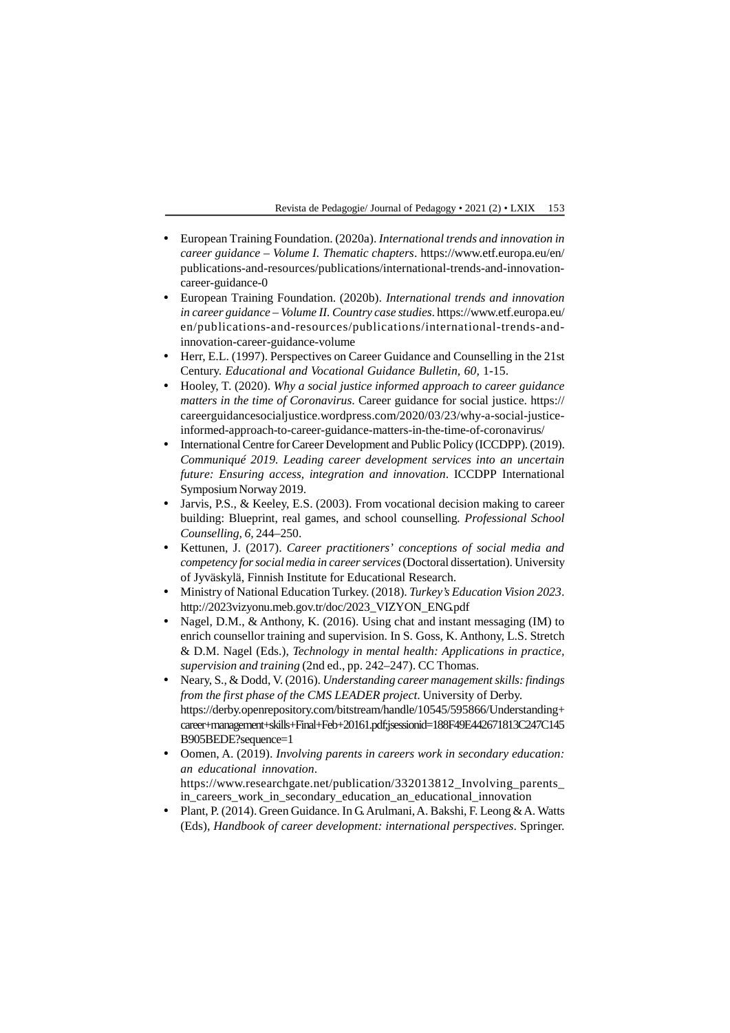- European Training Foundation. (2020a). *International trends and innovation in career guidance – Volume I. Thematic chapters*. https://www.etf.europa.eu/en/publications-and-resources/publications/international-trends-and-innovation-career-guidance-0
- European Training Foundation. (2020b). *International trends and innovation in career guidance – Volume II. Country case studies*. https://www.etf.europa.eu/en/publications-and-resources/publications/international-trends-and-innovation-career-guidance-volume
- Herr, E.L. (1997). Perspectives on Career Guidance and Counselling in the 21st Century. *Educational and Vocational Guidance Bulletin, 60,* 1-15.
- Hooley, T. (2020). *Why a social justice informed approach to career guidance matters in the time of Coronavirus*. Career guidance for social justice. https://careerguidancesocialjustice.wordpress.com/2020/03/23/why-a-social-justice-informed-approach-to-career-guidance-matters-in-the-time-of-coronavirus/
- International Centre for Career Development and Public Policy (ICCDPP). (2019). *Communiqué 2019. Leading career development services into an uncertain future: Ensuring access, integration and innovation*. ICCDPP International Symposium Norway 2019.
- Jarvis, P.S., & Keeley, E.S. (2003). From vocational decision making to career building: Blueprint, real games, and school counselling. *Professional School Counselling, 6,* 244–250.
- Kettunen, J. (2017). *Career practitioners' conceptions of social media and competency for social media in career services* (Doctoral dissertation). University of Jyväskylä, Finnish Institute for Educational Research.
- Ministry of National Education Turkey. (2018). *Turkey's Education Vision 2023*. http://2023vizyonu.meb.gov.tr/doc/2023_VIZYON_ENG.pdf
- Nagel, D.M., & Anthony, K. (2016). Using chat and instant messaging (IM) to enrich counsellor training and supervision. In S. Goss, K. Anthony, L.S. Stretch & D.M. Nagel (Eds.), *Technology in mental health: Applications in practice, supervision and training* (2nd ed., pp. 242–247). CC Thomas.
- Neary, S., & Dodd, V. (2016). *Understanding career management skills: findings from the first phase of the CMS LEADER project*. University of Derby. https://derby.openrepository.com/bitstream/handle/10545/595866/Understanding+career+management+skills+Final+Feb+20161.pdf;jsessionid=188F49E442671813C247C145B905BEDE?sequence=1
- Oomen, A. (2019). *Involving parents in careers work in secondary education: an educational innovation*. https://www.researchgate.net/publication/332013812_Involving_parents_in_careers_work_in_secondary_education_an_educational_innovation
- Plant, P. (2014). Green Guidance. In G. Arulmani, A. Bakshi, F. Leong & A. Watts (Eds), *Handbook of career development: international perspectives*. Springer.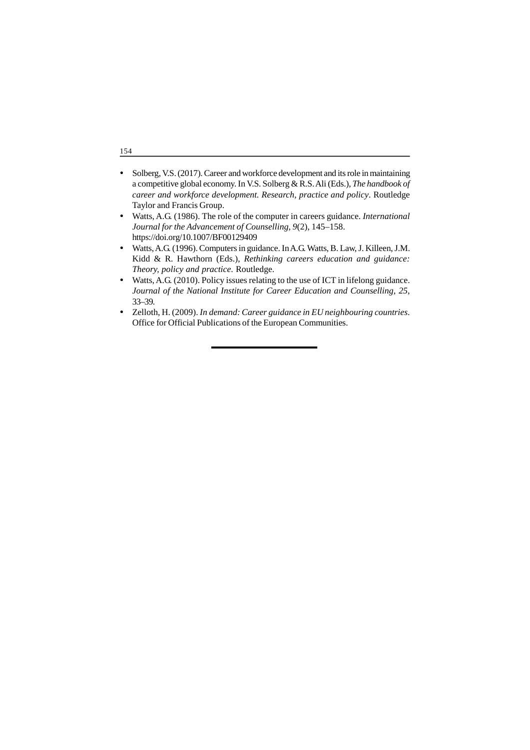- Solberg, V.S. (2017). Career and workforce development and its role in maintaining a competitive global economy. In V.S. Solberg & R.S. Ali (Eds.), *The handbook of career and workforce development. Research, practice and policy*. Routledge Taylor and Francis Group.
- Watts, A.G. (1986). The role of the computer in careers guidance. *International Journal for the Advancement of Counselling, 9*(2), 145–158. https://doi.org/10.1007/BF00129409
- Watts, A.G. (1996). Computers in guidance. In A.G. Watts, B. Law, J. Killeen, J.M. Kidd & R. Hawthorn (Eds.), *Rethinking careers education and guidance: Theory, policy and practice.* Routledge.
- Watts, A.G. (2010). Policy issues relating to the use of ICT in lifelong guidance. *Journal of the National Institute for Career Education and Counselling, 25*, 33–39.
- Zelloth, H. (2009). *In demand: Career guidance in EU neighbouring countries.* Office for Official Publications of the European Communities.